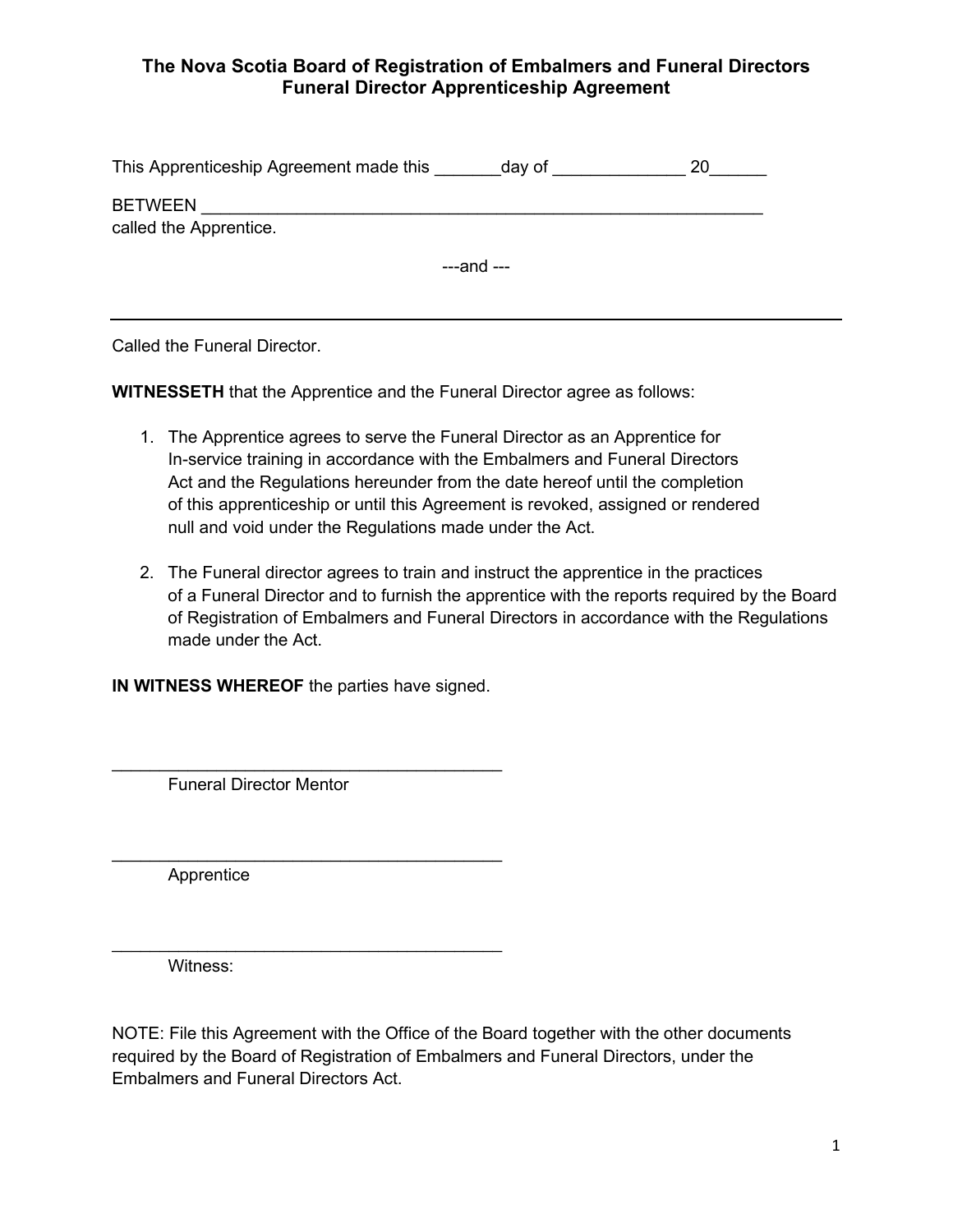# The Nova Scotia Board of Registration of Embalmers and Funeral Directors
## Funeral Director Apprenticeship Agreement

This Apprenticeship Agreement made this _______day of ______________ 20______

BETWEEN ___________________________________________________________
called the Apprentice.

---and ---

___________________________________________________________________________

Called the Funeral Director.

**WITNESSETH** that the Apprentice and the Funeral Director agree as follows:

1. The Apprentice agrees to serve the Funeral Director as an Apprentice for In-service training in accordance with the Embalmers and Funeral Directors Act and the Regulations hereunder from the date hereof until the completion of this apprenticeship or until this Agreement is revoked, assigned or rendered null and void under the Regulations made under the Act.

2. The Funeral director agrees to train and instruct the apprentice in the practices of a Funeral Director and to furnish the apprentice with the reports required by the Board of Registration of Embalmers and Funeral Directors in accordance with the Regulations made under the Act.

**IN WITNESS WHEREOF** the parties have signed.

_________________________________________
Funeral Director Mentor

_________________________________________
Apprentice

_________________________________________
Witness:

NOTE: File this Agreement with the Office of the Board together with the other documents required by the Board of Registration of Embalmers and Funeral Directors, under the Embalmers and Funeral Directors Act.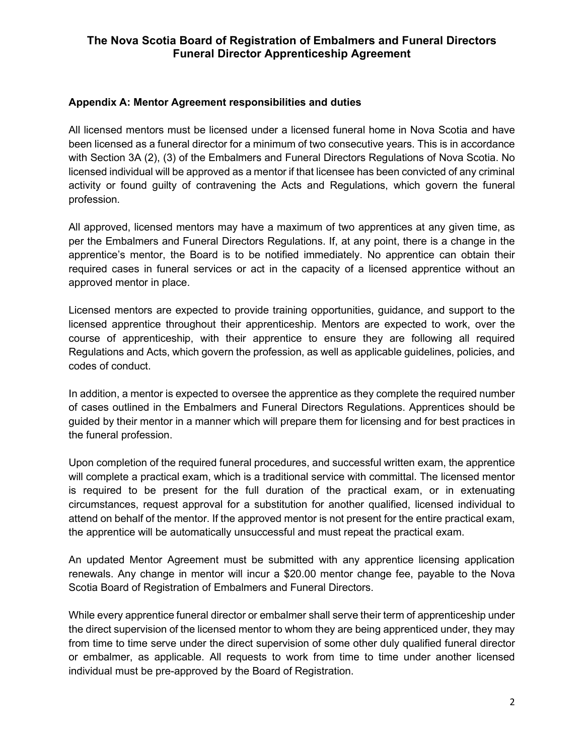# The Nova Scotia Board of Registration of Embalmers and Funeral Directors
# Funeral Director Apprenticeship Agreement

**Appendix A: Mentor Agreement responsibilities and duties**

All licensed mentors must be licensed under a licensed funeral home in Nova Scotia and have been licensed as a funeral director for a minimum of two consecutive years. This is in accordance with Section 3A (2), (3) of the Embalmers and Funeral Directors Regulations of Nova Scotia. No licensed individual will be approved as a mentor if that licensee has been convicted of any criminal activity or found guilty of contravening the Acts and Regulations, which govern the funeral profession.

All approved, licensed mentors may have a maximum of two apprentices at any given time, as per the Embalmers and Funeral Directors Regulations. If, at any point, there is a change in the apprentice's mentor, the Board is to be notified immediately. No apprentice can obtain their required cases in funeral services or act in the capacity of a licensed apprentice without an approved mentor in place.

Licensed mentors are expected to provide training opportunities, guidance, and support to the licensed apprentice throughout their apprenticeship. Mentors are expected to work, over the course of apprenticeship, with their apprentice to ensure they are following all required Regulations and Acts, which govern the profession, as well as applicable guidelines, policies, and codes of conduct.

In addition, a mentor is expected to oversee the apprentice as they complete the required number of cases outlined in the Embalmers and Funeral Directors Regulations. Apprentices should be guided by their mentor in a manner which will prepare them for licensing and for best practices in the funeral profession.

Upon completion of the required funeral procedures, and successful written exam, the apprentice will complete a practical exam, which is a traditional service with committal. The licensed mentor is required to be present for the full duration of the practical exam, or in extenuating circumstances, request approval for a substitution for another qualified, licensed individual to attend on behalf of the mentor. If the approved mentor is not present for the entire practical exam, the apprentice will be automatically unsuccessful and must repeat the practical exam.

An updated Mentor Agreement must be submitted with any apprentice licensing application renewals. Any change in mentor will incur a $20.00 mentor change fee, payable to the Nova Scotia Board of Registration of Embalmers and Funeral Directors.

While every apprentice funeral director or embalmer shall serve their term of apprenticeship under the direct supervision of the licensed mentor to whom they are being apprenticed under, they may from time to time serve under the direct supervision of some other duly qualified funeral director or embalmer, as applicable. All requests to work from time to time under another licensed individual must be pre-approved by the Board of Registration.